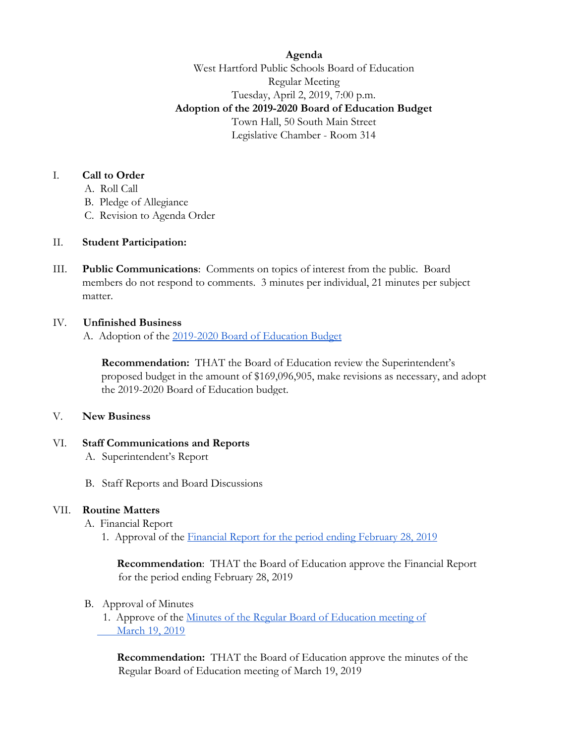**Agenda**
West Hartford Public Schools Board of Education
Regular Meeting
Tuesday, April 2, 2019, 7:00 p.m.
**Adoption of the 2019-2020 Board of Education Budget**
Town Hall, 50 South Main Street
Legislative Chamber - Room 314

I. **Call to Order**
   A. Roll Call
   B. Pledge of Allegiance
   C. Revision to Agenda Order

II. **Student Participation:**

III. **Public Communications**: Comments on topics of interest from the public. Board members do not respond to comments. 3 minutes per individual, 21 minutes per subject matter.

IV. **Unfinished Business**
   A. Adoption of the 2019-2020 Board of Education Budget

   **Recommendation:** THAT the Board of Education review the Superintendent's proposed budget in the amount of $169,096,905, make revisions as necessary, and adopt the 2019-2020 Board of Education budget.

V. **New Business**

VI. **Staff Communications and Reports**
   A. Superintendent's Report

   B. Staff Reports and Board Discussions

VII. **Routine Matters**
   A. Financial Report
      1. Approval of the Financial Report for the period ending February 28, 2019

      **Recommendation**: THAT the Board of Education approve the Financial Report for the period ending February 28, 2019

   B. Approval of Minutes
      1. Approve of the Minutes of the Regular Board of Education meeting of March 19, 2019

      **Recommendation:** THAT the Board of Education approve the minutes of the Regular Board of Education meeting of March 19, 2019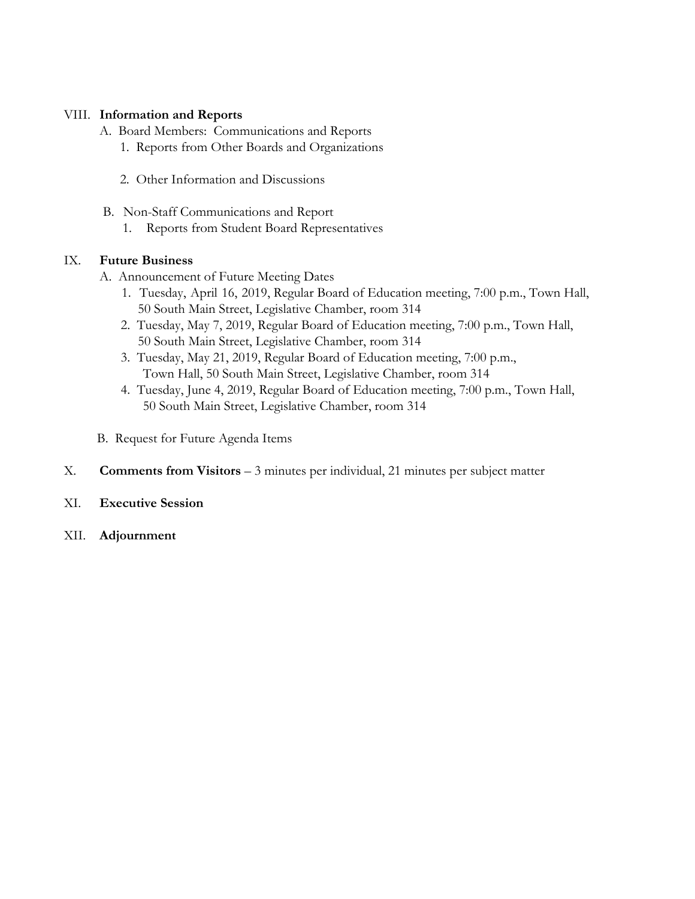VIII. **Information and Reports**

A. Board Members: Communications and Reports

1. Reports from Other Boards and Organizations

2. Other Information and Discussions

B. Non-Staff Communications and Report

1. Reports from Student Board Representatives

IX. **Future Business**

A. Announcement of Future Meeting Dates

1. Tuesday, April 16, 2019, Regular Board of Education meeting, 7:00 p.m., Town Hall, 50 South Main Street, Legislative Chamber, room 314
2. Tuesday, May 7, 2019, Regular Board of Education meeting, 7:00 p.m., Town Hall, 50 South Main Street, Legislative Chamber, room 314
3. Tuesday, May 21, 2019, Regular Board of Education meeting, 7:00 p.m., Town Hall, 50 South Main Street, Legislative Chamber, room 314
4. Tuesday, June 4, 2019, Regular Board of Education meeting, 7:00 p.m., Town Hall, 50 South Main Street, Legislative Chamber, room 314

B. Request for Future Agenda Items

X. **Comments from Visitors** – 3 minutes per individual, 21 minutes per subject matter

XI. **Executive Session**

XII. **Adjournment**